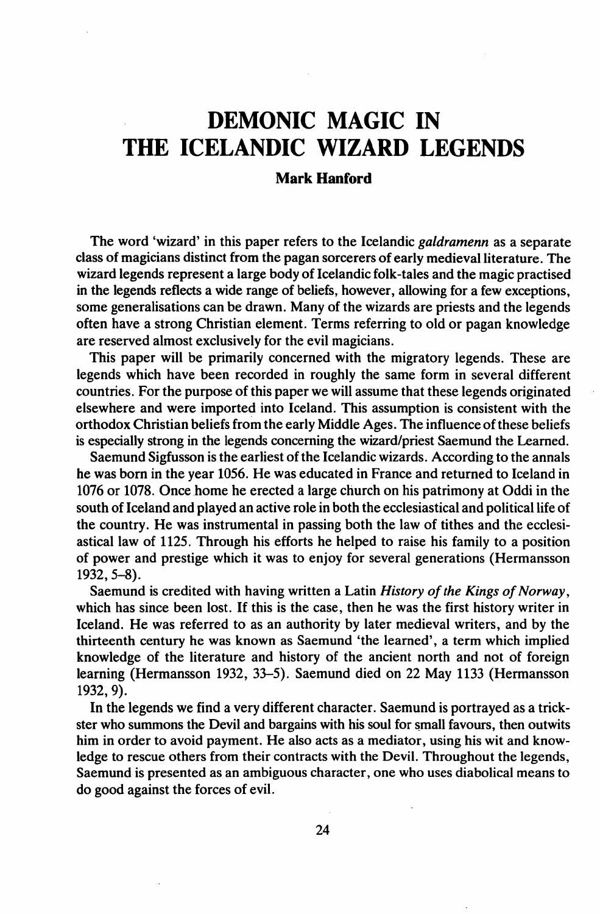# DEMONIC MAGIC IN THE ICELANDIC WIZARD LEGENDS

**Mark Hanford**

The word 'wizard' in this paper refers to the Icelandic *galdramenn* as a separate class of magicians distinct from the pagan sorcerers of early medieval literature. The wizard legends represent a large body of Icelandic folk-tales and the magic practised in the legends reflects a wide range of beliefs, however, allowing for a few exceptions, some generalisations can be drawn. Many of the wizards are priests and the legends often have a strong Christian element. Terms referring to old or pagan knowledge are reserved almost exclusively for the evil magicians.

This paper will be primarily concerned with the migratory legends. These are legends which have been recorded in roughly the same form in several different countries. For the purpose of this paper we will assume that these legends originated elsewhere and were imported into Iceland. This assumption is consistent with the orthodox Christian beliefs from the early Middle Ages. The influence of these beliefs is especially strong in the legends concerning the wizard/priest Saemund the Learned.

Saemund Sigfusson is the earliest of the Icelandic wizards. According to the annals he was born in the year 1056. He was educated in France and returned to Iceland in 1076 or 1078. Once home he erected a large church on his patrimony at Oddi in the south of Iceland and played an active role in both the ecclesiastical and political life of the country. He was instrumental in passing both the law of tithes and the ecclesiastical law of 1125. Through his efforts he helped to raise his family to a position of power and prestige which it was to enjoy for several generations (Hermansson 1932, 5–8).

Saemund is credited with having written a Latin *History of the Kings of Norway*, which has since been lost. If this is the case, then he was the first history writer in Iceland. He was referred to as an authority by later medieval writers, and by the thirteenth century he was known as Saemund 'the learned', a term which implied knowledge of the literature and history of the ancient north and not of foreign learning (Hermansson 1932, 33–5). Saemund died on 22 May 1133 (Hermansson 1932, 9).

In the legends we find a very different character. Saemund is portrayed as a trickster who summons the Devil and bargains with his soul for small favours, then outwits him in order to avoid payment. He also acts as a mediator, using his wit and knowledge to rescue others from their contracts with the Devil. Throughout the legends, Saemund is presented as an ambiguous character, one who uses diabolical means to do good against the forces of evil.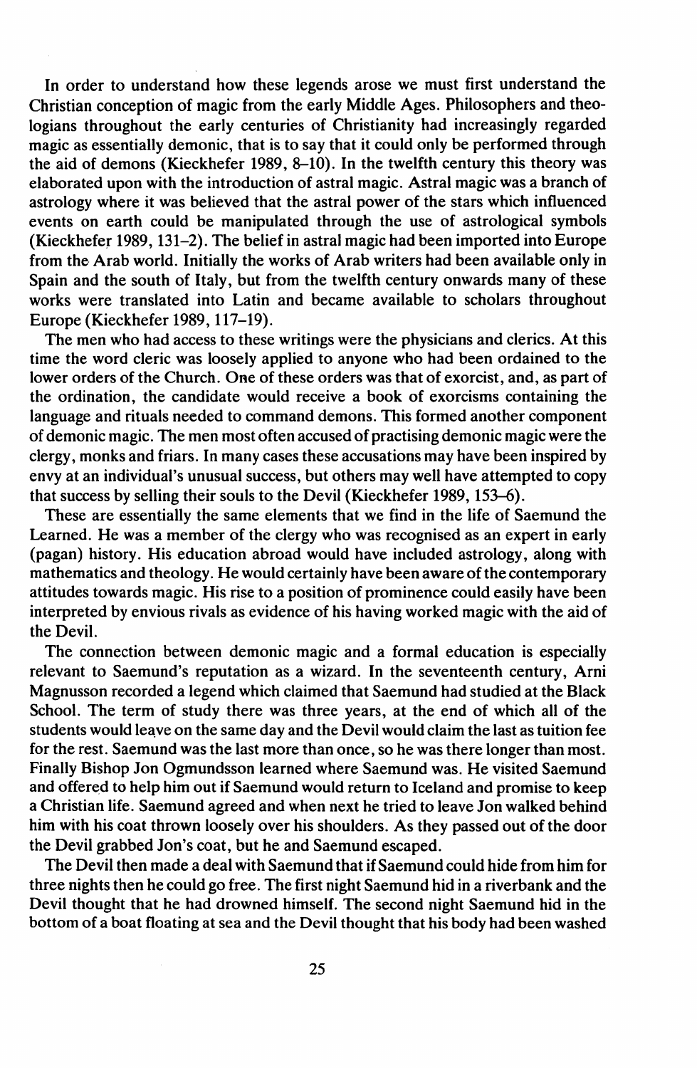In order to understand how these legends arose we must first understand the Christian conception of magic from the early Middle Ages. Philosophers and theologians throughout the early centuries of Christianity had increasingly regarded magic as essentially demonic, that is to say that it could only be performed through the aid of demons (Kieckhefer 1989, 8–10). In the twelfth century this theory was elaborated upon with the introduction of astral magic. Astral magic was a branch of astrology where it was believed that the astral power of the stars which influenced events on earth could be manipulated through the use of astrological symbols (Kieckhefer 1989, 131–2). The belief in astral magic had been imported into Europe from the Arab world. Initially the works of Arab writers had been available only in Spain and the south of Italy, but from the twelfth century onwards many of these works were translated into Latin and became available to scholars throughout Europe (Kieckhefer 1989, 117–19).

The men who had access to these writings were the physicians and clerics. At this time the word cleric was loosely applied to anyone who had been ordained to the lower orders of the Church. One of these orders was that of exorcist, and, as part of the ordination, the candidate would receive a book of exorcisms containing the language and rituals needed to command demons. This formed another component of demonic magic. The men most often accused of practising demonic magic were the clergy, monks and friars. In many cases these accusations may have been inspired by envy at an individual's unusual success, but others may well have attempted to copy that success by selling their souls to the Devil (Kieckhefer 1989, 153–6).

These are essentially the same elements that we find in the life of Saemund the Learned. He was a member of the clergy who was recognised as an expert in early (pagan) history. His education abroad would have included astrology, along with mathematics and theology. He would certainly have been aware of the contemporary attitudes towards magic. His rise to a position of prominence could easily have been interpreted by envious rivals as evidence of his having worked magic with the aid of the Devil.

The connection between demonic magic and a formal education is especially relevant to Saemund's reputation as a wizard. In the seventeenth century, Arni Magnusson recorded a legend which claimed that Saemund had studied at the Black School. The term of study there was three years, at the end of which all of the students would leave on the same day and the Devil would claim the last as tuition fee for the rest. Saemund was the last more than once, so he was there longer than most. Finally Bishop Jon Ogmundsson learned where Saemund was. He visited Saemund and offered to help him out if Saemund would return to Iceland and promise to keep a Christian life. Saemund agreed and when next he tried to leave Jon walked behind him with his coat thrown loosely over his shoulders. As they passed out of the door the Devil grabbed Jon's coat, but he and Saemund escaped.

The Devil then made a deal with Saemund that if Saemund could hide from him for three nights then he could go free. The first night Saemund hid in a riverbank and the Devil thought that he had drowned himself. The second night Saemund hid in the bottom of a boat floating at sea and the Devil thought that his body had been washed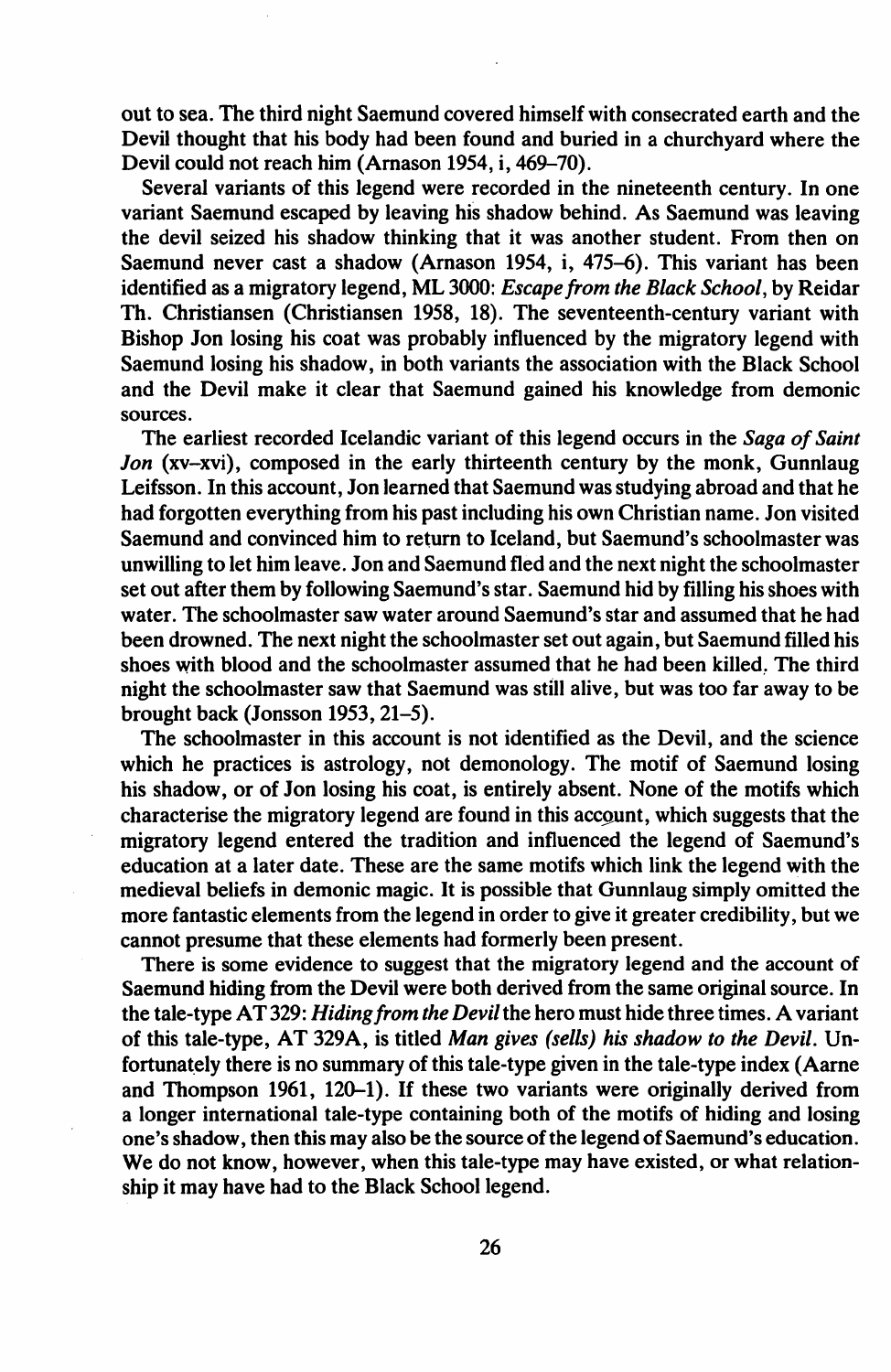out to sea. The third night Saemund covered himself with consecrated earth and the Devil thought that his body had been found and buried in a churchyard where the Devil could not reach him (Arnason 1954, i, 469–70).

Several variants of this legend were recorded in the nineteenth century. In one variant Saemund escaped by leaving his shadow behind. As Saemund was leaving the devil seized his shadow thinking that it was another student. From then on Saemund never cast a shadow (Arnason 1954, i, 475–6). This variant has been identified as a migratory legend, ML 3000: *Escape from the Black School*, by Reidar Th. Christiansen (Christiansen 1958, 18). The seventeenth-century variant with Bishop Jon losing his coat was probably influenced by the migratory legend with Saemund losing his shadow, in both variants the association with the Black School and the Devil make it clear that Saemund gained his knowledge from demonic sources.

The earliest recorded Icelandic variant of this legend occurs in the *Saga of Saint Jon* (xv–xvi), composed in the early thirteenth century by the monk, Gunnlaug Leifsson. In this account, Jon learned that Saemund was studying abroad and that he had forgotten everything from his past including his own Christian name. Jon visited Saemund and convinced him to return to Iceland, but Saemund's schoolmaster was unwilling to let him leave. Jon and Saemund fled and the next night the schoolmaster set out after them by following Saemund's star. Saemund hid by filling his shoes with water. The schoolmaster saw water around Saemund's star and assumed that he had been drowned. The next night the schoolmaster set out again, but Saemund filled his shoes with blood and the schoolmaster assumed that he had been killed. The third night the schoolmaster saw that Saemund was still alive, but was too far away to be brought back (Jonsson 1953, 21–5).

The schoolmaster in this account is not identified as the Devil, and the science which he practices is astrology, not demonology. The motif of Saemund losing his shadow, or of Jon losing his coat, is entirely absent. None of the motifs which characterise the migratory legend are found in this account, which suggests that the migratory legend entered the tradition and influenced the legend of Saemund's education at a later date. These are the same motifs which link the legend with the medieval beliefs in demonic magic. It is possible that Gunnlaug simply omitted the more fantastic elements from the legend in order to give it greater credibility, but we cannot presume that these elements had formerly been present.

There is some evidence to suggest that the migratory legend and the account of Saemund hiding from the Devil were both derived from the same original source. In the tale-type AT 329: *Hiding from the Devil* the hero must hide three times. A variant of this tale-type, AT 329A, is titled *Man gives (sells) his shadow to the Devil*. Unfortunately there is no summary of this tale-type given in the tale-type index (Aarne and Thompson 1961, 120–1). If these two variants were originally derived from a longer international tale-type containing both of the motifs of hiding and losing one's shadow, then this may also be the source of the legend of Saemund's education. We do not know, however, when this tale-type may have existed, or what relationship it may have had to the Black School legend.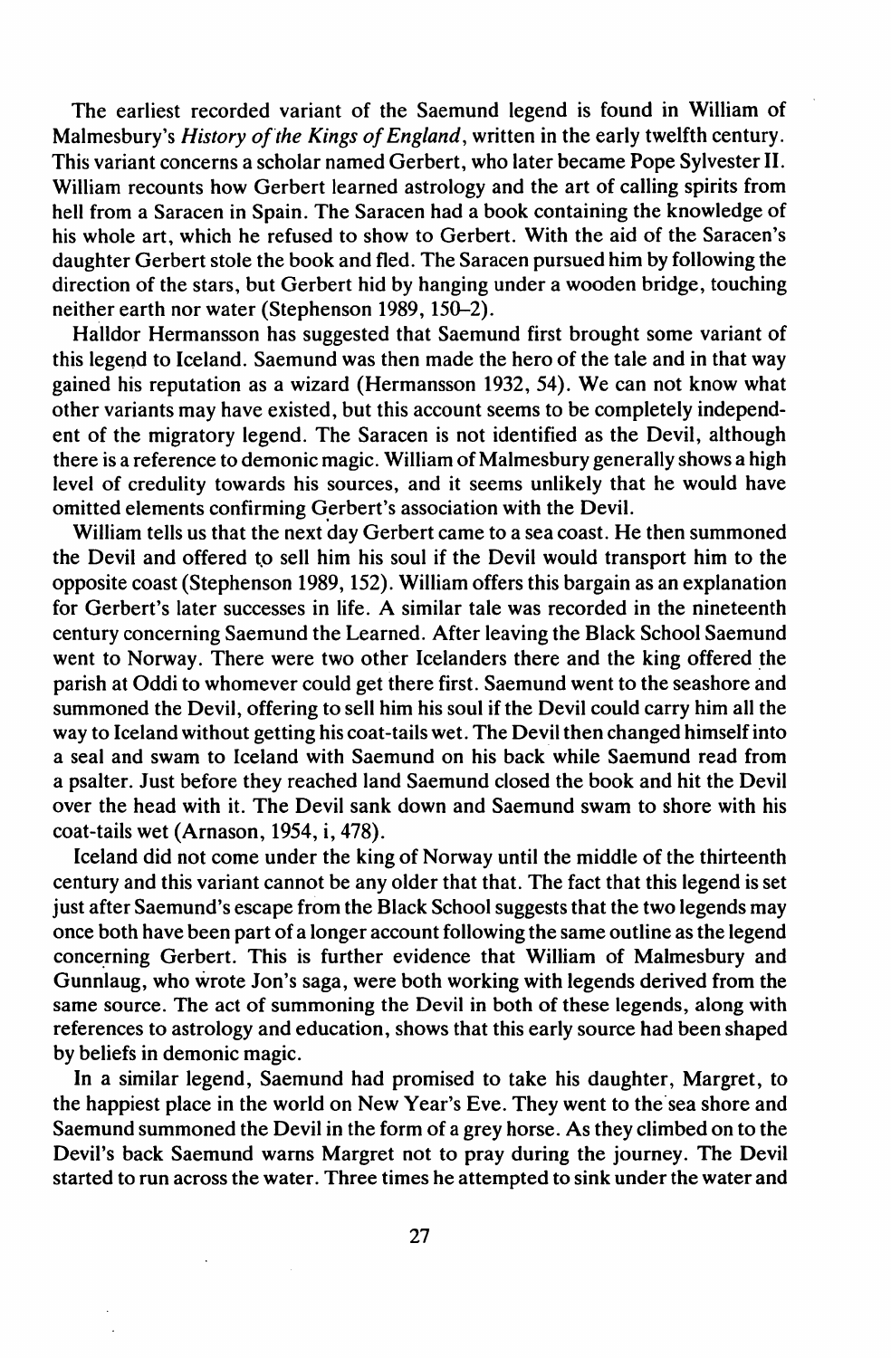The earliest recorded variant of the Saemund legend is found in William of Malmesbury's *History of the Kings of England*, written in the early twelfth century. This variant concerns a scholar named Gerbert, who later became Pope Sylvester II. William recounts how Gerbert learned astrology and the art of calling spirits from hell from a Saracen in Spain. The Saracen had a book containing the knowledge of his whole art, which he refused to show to Gerbert. With the aid of the Saracen's daughter Gerbert stole the book and fled. The Saracen pursued him by following the direction of the stars, but Gerbert hid by hanging under a wooden bridge, touching neither earth nor water (Stephenson 1989, 150–2).

Halldor Hermansson has suggested that Saemund first brought some variant of this legend to Iceland. Saemund was then made the hero of the tale and in that way gained his reputation as a wizard (Hermansson 1932, 54). We can not know what other variants may have existed, but this account seems to be completely independent of the migratory legend. The Saracen is not identified as the Devil, although there is a reference to demonic magic. William of Malmesbury generally shows a high level of credulity towards his sources, and it seems unlikely that he would have omitted elements confirming Gerbert's association with the Devil.

William tells us that the next day Gerbert came to a sea coast. He then summoned the Devil and offered to sell him his soul if the Devil would transport him to the opposite coast (Stephenson 1989, 152). William offers this bargain as an explanation for Gerbert's later successes in life. A similar tale was recorded in the nineteenth century concerning Saemund the Learned. After leaving the Black School Saemund went to Norway. There were two other Icelanders there and the king offered the parish at Oddi to whomever could get there first. Saemund went to the seashore and summoned the Devil, offering to sell him his soul if the Devil could carry him all the way to Iceland without getting his coat-tails wet. The Devil then changed himself into a seal and swam to Iceland with Saemund on his back while Saemund read from a psalter. Just before they reached land Saemund closed the book and hit the Devil over the head with it. The Devil sank down and Saemund swam to shore with his coat-tails wet (Arnason, 1954, i, 478).

Iceland did not come under the king of Norway until the middle of the thirteenth century and this variant cannot be any older that that. The fact that this legend is set just after Saemund's escape from the Black School suggests that the two legends may once both have been part of a longer account following the same outline as the legend concerning Gerbert. This is further evidence that William of Malmesbury and Gunnlaug, who wrote Jon's saga, were both working with legends derived from the same source. The act of summoning the Devil in both of these legends, along with references to astrology and education, shows that this early source had been shaped by beliefs in demonic magic.

In a similar legend, Saemund had promised to take his daughter, Margret, to the happiest place in the world on New Year's Eve. They went to the sea shore and Saemund summoned the Devil in the form of a grey horse. As they climbed on to the Devil's back Saemund warns Margret not to pray during the journey. The Devil started to run across the water. Three times he attempted to sink under the water and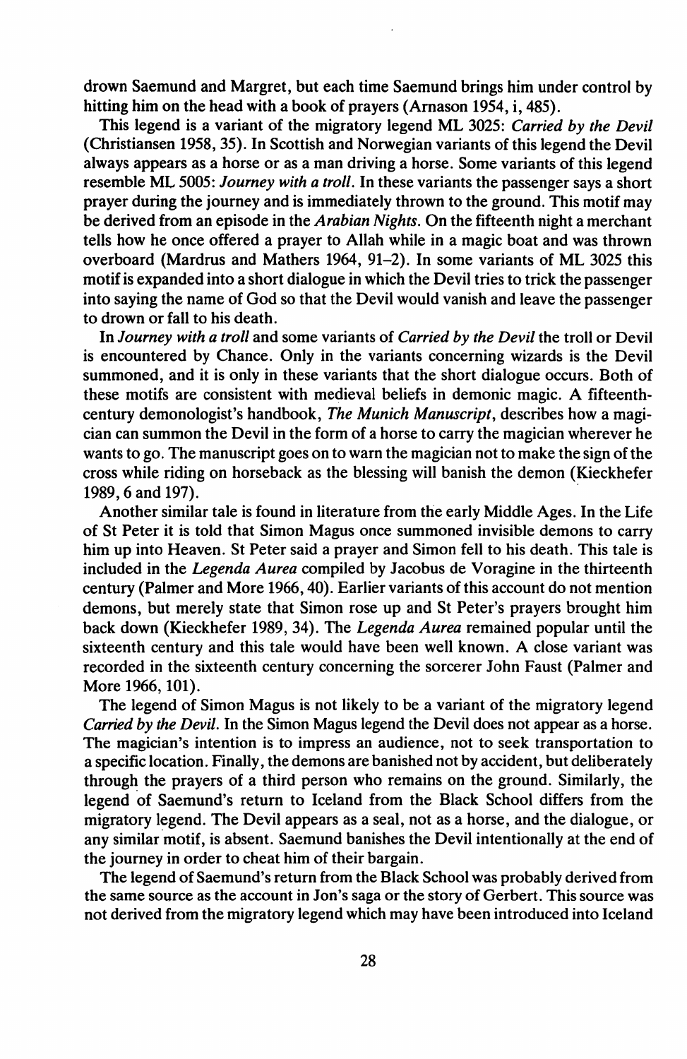drown Saemund and Margret, but each time Saemund brings him under control by hitting him on the head with a book of prayers (Arnason 1954, i, 485).

This legend is a variant of the migratory legend ML 3025: *Carried by the Devil* (Christiansen 1958, 35). In Scottish and Norwegian variants of this legend the Devil always appears as a horse or as a man driving a horse. Some variants of this legend resemble ML 5005: *Journey with a troll*. In these variants the passenger says a short prayer during the journey and is immediately thrown to the ground. This motif may be derived from an episode in the *Arabian Nights*. On the fifteenth night a merchant tells how he once offered a prayer to Allah while in a magic boat and was thrown overboard (Mardrus and Mathers 1964, 91–2). In some variants of ML 3025 this motif is expanded into a short dialogue in which the Devil tries to trick the passenger into saying the name of God so that the Devil would vanish and leave the passenger to drown or fall to his death.

In *Journey with a troll* and some variants of *Carried by the Devil* the troll or Devil is encountered by Chance. Only in the variants concerning wizards is the Devil summoned, and it is only in these variants that the short dialogue occurs. Both of these motifs are consistent with medieval beliefs in demonic magic. A fifteenth-century demonologist's handbook, *The Munich Manuscript*, describes how a magician can summon the Devil in the form of a horse to carry the magician wherever he wants to go. The manuscript goes on to warn the magician not to make the sign of the cross while riding on horseback as the blessing will banish the demon (Kieckhefer 1989, 6 and 197).

Another similar tale is found in literature from the early Middle Ages. In the Life of St Peter it is told that Simon Magus once summoned invisible demons to carry him up into Heaven. St Peter said a prayer and Simon fell to his death. This tale is included in the *Legenda Aurea* compiled by Jacobus de Voragine in the thirteenth century (Palmer and More 1966, 40). Earlier variants of this account do not mention demons, but merely state that Simon rose up and St Peter's prayers brought him back down (Kieckhefer 1989, 34). The *Legenda Aurea* remained popular until the sixteenth century and this tale would have been well known. A close variant was recorded in the sixteenth century concerning the sorcerer John Faust (Palmer and More 1966, 101).

The legend of Simon Magus is not likely to be a variant of the migratory legend *Carried by the Devil*. In the Simon Magus legend the Devil does not appear as a horse. The magician's intention is to impress an audience, not to seek transportation to a specific location. Finally, the demons are banished not by accident, but deliberately through the prayers of a third person who remains on the ground. Similarly, the legend of Saemund's return to Iceland from the Black School differs from the migratory legend. The Devil appears as a seal, not as a horse, and the dialogue, or any similar motif, is absent. Saemund banishes the Devil intentionally at the end of the journey in order to cheat him of their bargain.

The legend of Saemund's return from the Black School was probably derived from the same source as the account in Jon's saga or the story of Gerbert. This source was not derived from the migratory legend which may have been introduced into Iceland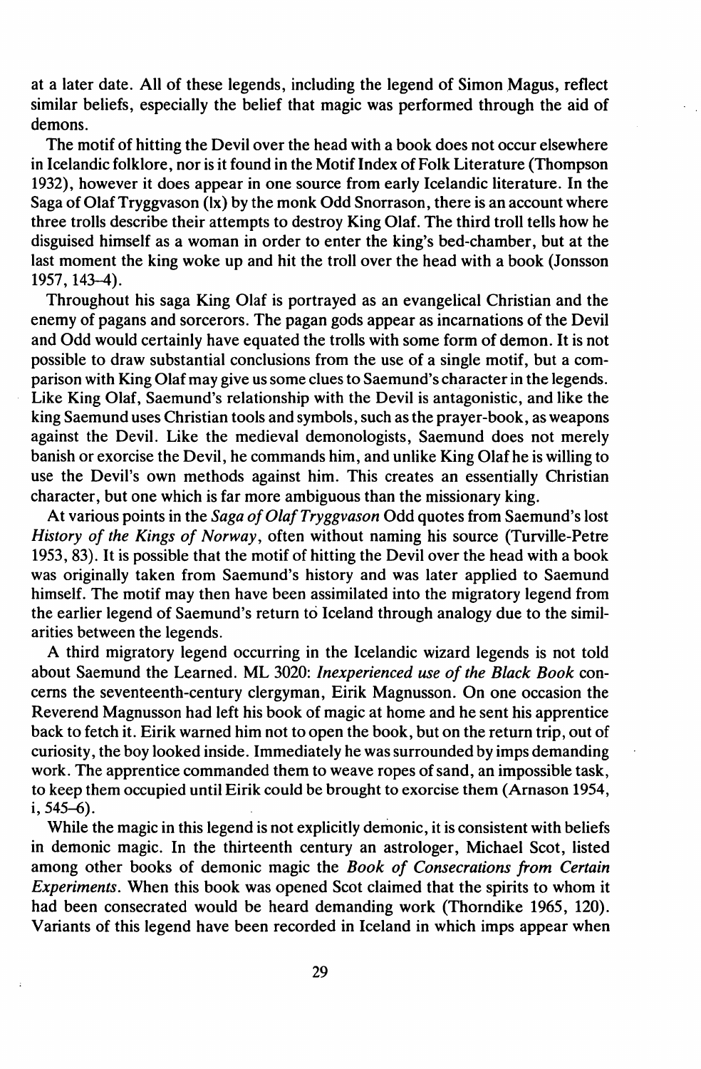at a later date. All of these legends, including the legend of Simon Magus, reflect similar beliefs, especially the belief that magic was performed through the aid of demons.

The motif of hitting the Devil over the head with a book does not occur elsewhere in Icelandic folklore, nor is it found in the Motif Index of Folk Literature (Thompson 1932), however it does appear in one source from early Icelandic literature. In the Saga of Olaf Tryggvason (lx) by the monk Odd Snorrason, there is an account where three trolls describe their attempts to destroy King Olaf. The third troll tells how he disguised himself as a woman in order to enter the king's bed-chamber, but at the last moment the king woke up and hit the troll over the head with a book (Jonsson 1957, 143–4).

Throughout his saga King Olaf is portrayed as an evangelical Christian and the enemy of pagans and sorcerors. The pagan gods appear as incarnations of the Devil and Odd would certainly have equated the trolls with some form of demon. It is not possible to draw substantial conclusions from the use of a single motif, but a comparison with King Olaf may give us some clues to Saemund's character in the legends. Like King Olaf, Saemund's relationship with the Devil is antagonistic, and like the king Saemund uses Christian tools and symbols, such as the prayer-book, as weapons against the Devil. Like the medieval demonologists, Saemund does not merely banish or exorcise the Devil, he commands him, and unlike King Olaf he is willing to use the Devil's own methods against him. This creates an essentially Christian character, but one which is far more ambiguous than the missionary king.

At various points in the *Saga of Olaf Tryggvason* Odd quotes from Saemund's lost *History of the Kings of Norway*, often without naming his source (Turville-Petre 1953, 83). It is possible that the motif of hitting the Devil over the head with a book was originally taken from Saemund's history and was later applied to Saemund himself. The motif may then have been assimilated into the migratory legend from the earlier legend of Saemund's return to Iceland through analogy due to the similarities between the legends.

A third migratory legend occurring in the Icelandic wizard legends is not told about Saemund the Learned. ML 3020: *Inexperienced use of the Black Book* concerns the seventeenth-century clergyman, Eirik Magnusson. On one occasion the Reverend Magnusson had left his book of magic at home and he sent his apprentice back to fetch it. Eirik warned him not to open the book, but on the return trip, out of curiosity, the boy looked inside. Immediately he was surrounded by imps demanding work. The apprentice commanded them to weave ropes of sand, an impossible task, to keep them occupied until Eirik could be brought to exorcise them (Arnason 1954, i, 545–6).

While the magic in this legend is not explicitly demonic, it is consistent with beliefs in demonic magic. In the thirteenth century an astrologer, Michael Scot, listed among other books of demonic magic the *Book of Consecrations from Certain Experiments*. When this book was opened Scot claimed that the spirits to whom it had been consecrated would be heard demanding work (Thorndike 1965, 120). Variants of this legend have been recorded in Iceland in which imps appear when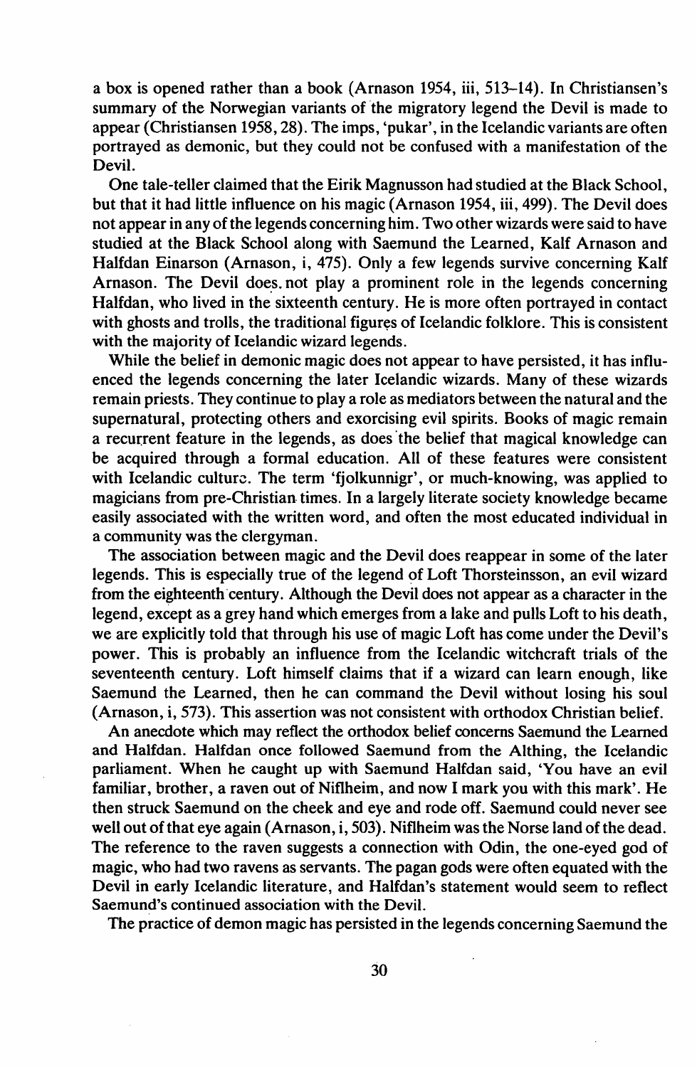a box is opened rather than a book (Arnason 1954, iii, 513–14). In Christiansen's summary of the Norwegian variants of the migratory legend the Devil is made to appear (Christiansen 1958, 28). The imps, 'pukar', in the Icelandic variants are often portrayed as demonic, but they could not be confused with a manifestation of the Devil.

One tale-teller claimed that the Eirik Magnusson had studied at the Black School, but that it had little influence on his magic (Arnason 1954, iii, 499). The Devil does not appear in any of the legends concerning him. Two other wizards were said to have studied at the Black School along with Saemund the Learned, Kalf Arnason and Halfdan Einarson (Arnason, i, 475). Only a few legends survive concerning Kalf Arnason. The Devil does not play a prominent role in the legends concerning Halfdan, who lived in the sixteenth century. He is more often portrayed in contact with ghosts and trolls, the traditional figures of Icelandic folklore. This is consistent with the majority of Icelandic wizard legends.

While the belief in demonic magic does not appear to have persisted, it has influenced the legends concerning the later Icelandic wizards. Many of these wizards remain priests. They continue to play a role as mediators between the natural and the supernatural, protecting others and exorcising evil spirits. Books of magic remain a recurrent feature in the legends, as does the belief that magical knowledge can be acquired through a formal education. All of these features were consistent with Icelandic culture. The term 'fjolkunnigr', or much-knowing, was applied to magicians from pre-Christian times. In a largely literate society knowledge became easily associated with the written word, and often the most educated individual in a community was the clergyman.

The association between magic and the Devil does reappear in some of the later legends. This is especially true of the legend of Loft Thorsteinsson, an evil wizard from the eighteenth century. Although the Devil does not appear as a character in the legend, except as a grey hand which emerges from a lake and pulls Loft to his death, we are explicitly told that through his use of magic Loft has come under the Devil's power. This is probably an influence from the Icelandic witchcraft trials of the seventeenth century. Loft himself claims that if a wizard can learn enough, like Saemund the Learned, then he can command the Devil without losing his soul (Arnason, i, 573). This assertion was not consistent with orthodox Christian belief.

An anecdote which may reflect the orthodox belief concerns Saemund the Learned and Halfdan. Halfdan once followed Saemund from the Althing, the Icelandic parliament. When he caught up with Saemund Halfdan said, 'You have an evil familiar, brother, a raven out of Niflheim, and now I mark you with this mark'. He then struck Saemund on the cheek and eye and rode off. Saemund could never see well out of that eye again (Arnason, i, 503). Niflheim was the Norse land of the dead. The reference to the raven suggests a connection with Odin, the one-eyed god of magic, who had two ravens as servants. The pagan gods were often equated with the Devil in early Icelandic literature, and Halfdan's statement would seem to reflect Saemund's continued association with the Devil.

The practice of demon magic has persisted in the legends concerning Saemund the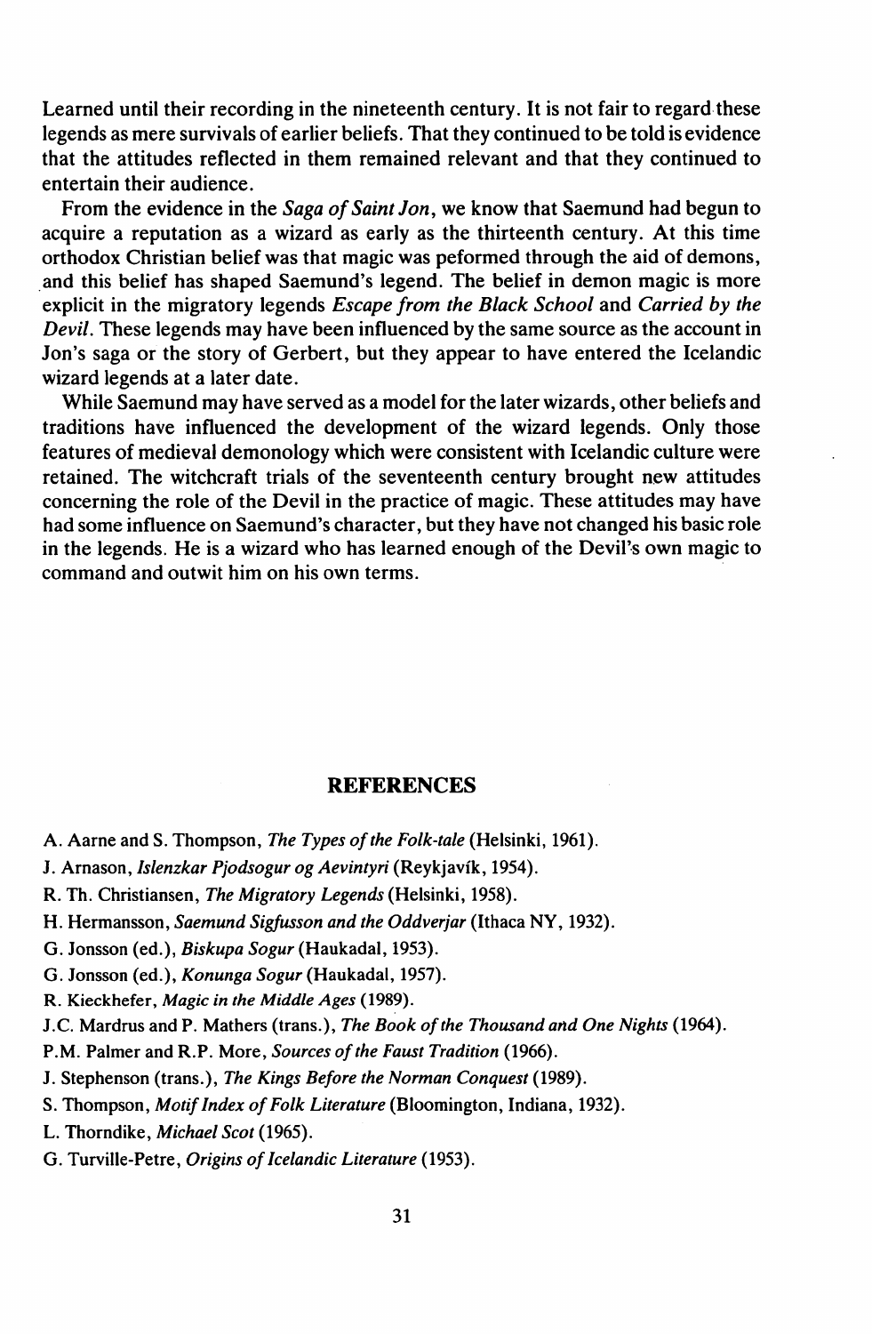Learned until their recording in the nineteenth century. It is not fair to regard these legends as mere survivals of earlier beliefs. That they continued to be told is evidence that the attitudes reflected in them remained relevant and that they continued to entertain their audience.

From the evidence in the *Saga of Saint Jon*, we know that Saemund had begun to acquire a reputation as a wizard as early as the thirteenth century. At this time orthodox Christian belief was that magic was peformed through the aid of demons, and this belief has shaped Saemund's legend. The belief in demon magic is more explicit in the migratory legends *Escape from the Black School* and *Carried by the Devil*. These legends may have been influenced by the same source as the account in Jon's saga or the story of Gerbert, but they appear to have entered the Icelandic wizard legends at a later date.

While Saemund may have served as a model for the later wizards, other beliefs and traditions have influenced the development of the wizard legends. Only those features of medieval demonology which were consistent with Icelandic culture were retained. The witchcraft trials of the seventeenth century brought new attitudes concerning the role of the Devil in the practice of magic. These attitudes may have had some influence on Saemund's character, but they have not changed his basic role in the legends. He is a wizard who has learned enough of the Devil's own magic to command and outwit him on his own terms.

## REFERENCES

A. Aarne and S. Thompson, *The Types of the Folk-tale* (Helsinki, 1961).

J. Arnason, *Islenzkar Pjodsogur og Aevintyri* (Reykjavík, 1954).

R. Th. Christiansen, *The Migratory Legends* (Helsinki, 1958).

H. Hermansson, *Saemund Sigfusson and the Oddverjar* (Ithaca NY, 1932).

G. Jonsson (ed.), *Biskupa Sogur* (Haukadal, 1953).

G. Jonsson (ed.), *Konunga Sogur* (Haukadal, 1957).

R. Kieckhefer, *Magic in the Middle Ages* (1989).

J.C. Mardrus and P. Mathers (trans.), *The Book of the Thousand and One Nights* (1964).

P.M. Palmer and R.P. More, *Sources of the Faust Tradition* (1966).

J. Stephenson (trans.), *The Kings Before the Norman Conquest* (1989).

S. Thompson, *Motif Index of Folk Literature* (Bloomington, Indiana, 1932).

L. Thorndike, *Michael Scot* (1965).

G. Turville-Petre, *Origins of Icelandic Literature* (1953).